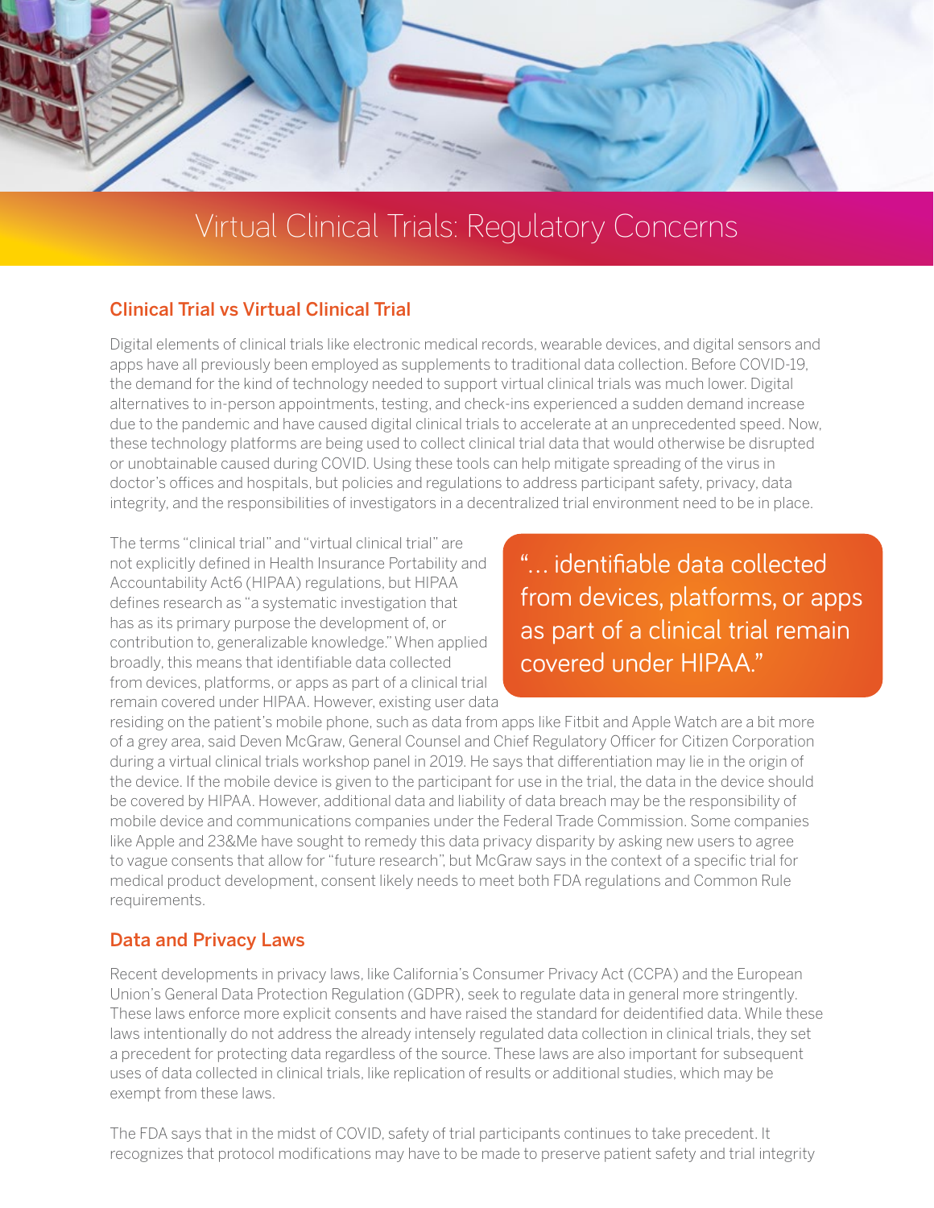# Virtual Clinical Trials: Regulatory Concerns

## Clinical Trial vs Virtual Clinical Trial

Digital elements of clinical trials like electronic medical records, wearable devices, and digital sensors and apps have all previously been employed as supplements to traditional data collection. Before COVID-19, the demand for the kind of technology needed to support virtual clinical trials was much lower. Digital alternatives to in-person appointments, testing, and check-ins experienced a sudden demand increase due to the pandemic and have caused digital clinical trials to accelerate at an unprecedented speed. Now, these technology platforms are being used to collect clinical trial data that would otherwise be disrupted or unobtainable caused during COVID. Using these tools can help mitigate spreading of the virus in doctor's offices and hospitals, but policies and regulations to address participant safety, privacy, data integrity, and the responsibilities of investigators in a decentralized trial environment need to be in place.

The terms "clinical trial" and "virtual clinical trial" are not explicitly defined in Health Insurance Portability and Accountability Act6 (HIPAA) regulations, but HIPAA defines research as "a systematic investigation that has as its primary purpose the development of, or contribution to, generalizable knowledge." When applied broadly, this means that identifiable data collected from devices, platforms, or apps as part of a clinical trial remain covered under HIPAA. However, existing user data residing on the patient's mobile phone, such as data from apps like Fitbit and Apple Watch are a bit more of a grey area, said Deven McGraw, General Counsel and Chief Regulatory Officer for Citizen Corporation during a virtual clinical trials workshop panel in 2019. He says that differentiation may lie in the origin of the device. If the mobile device is given to the participant for use in the trial, the data in the device should be covered by HIPAA. However, additional data and liability of data breach may be the responsibility of mobile device and communications companies under the Federal Trade Commission. Some companies like Apple and 23&Me have sought to remedy this data privacy disparity by asking new users to agree to vague consents that allow for "future research", but McGraw says in the context of a specific trial for medical product development, consent likely needs to meet both FDA regulations and Common Rule requirements.

> "... identifiable data collected from devices, platforms, or apps as part of a clinical trial remain covered under HIPAA."

## Data and Privacy Laws

Recent developments in privacy laws, like California's Consumer Privacy Act (CCPA) and the European Union's General Data Protection Regulation (GDPR), seek to regulate data in general more stringently. These laws enforce more explicit consents and have raised the standard for deidentified data. While these laws intentionally do not address the already intensely regulated data collection in clinical trials, they set a precedent for protecting data regardless of the source. These laws are also important for subsequent uses of data collected in clinical trials, like replication of results or additional studies, which may be exempt from these laws.

The FDA says that in the midst of COVID, safety of trial participants continues to take precedent. It recognizes that protocol modifications may have to be made to preserve patient safety and trial integrity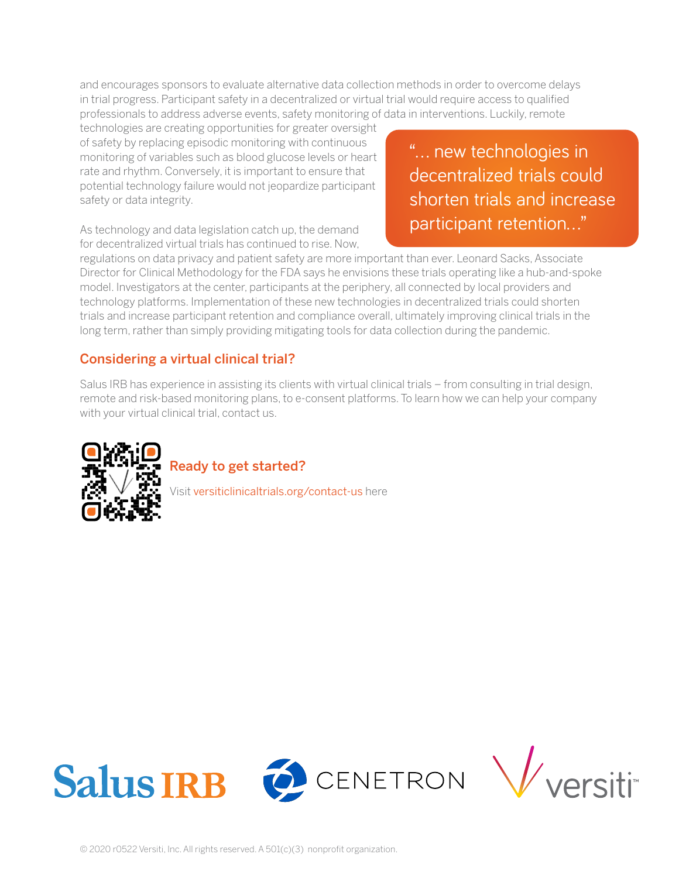and encourages sponsors to evaluate alternative data collection methods in order to overcome delays in trial progress. Participant safety in a decentralized or virtual trial would require access to qualified professionals to address adverse events, safety monitoring of data in interventions. Luckily, remote technologies are creating opportunities for greater oversight of safety by replacing episodic monitoring with continuous monitoring of variables such as blood glucose levels or heart rate and rhythm. Conversely, it is important to ensure that potential technology failure would not jeopardize participant safety or data integrity.

> "... new technologies in decentralized trials could shorten trials and increase participant retention..."

As technology and data legislation catch up, the demand for decentralized virtual trials has continued to rise. Now, regulations on data privacy and patient safety are more important than ever. Leonard Sacks, Associate Director for Clinical Methodology for the FDA says he envisions these trials operating like a hub-and-spoke model. Investigators at the center, participants at the periphery, all connected by local providers and technology platforms. Implementation of these new technologies in decentralized trials could shorten trials and increase participant retention and compliance overall, ultimately improving clinical trials in the long term, rather than simply providing mitigating tools for data collection during the pandemic.

## Considering a virtual clinical trial?

Salus IRB has experience in assisting its clients with virtual clinical trials – from consulting in trial design, remote and risk-based monitoring plans, to e-consent platforms. To learn how we can help your company with your virtual clinical trial, contact us.

### Ready to get started?

Visit versiticlinicaltrials.org/contact-us here

Salus IRB CENETRON versiti™

© 2020 r0522 Versiti, Inc. All rights reserved. A 501(c)(3) nonprofit organization.